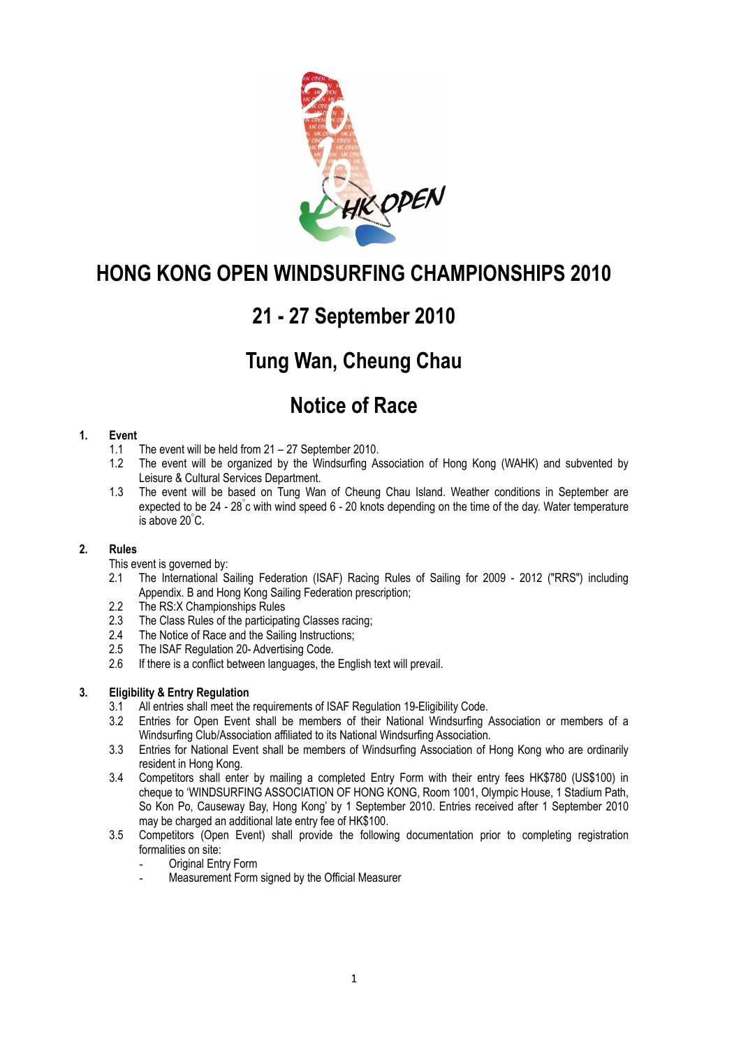# HONG KONG OPEN WINDSURFING CHAMPIONSHIPS 2010

## 21 - 27 September 2010

## Tung Wan, Cheung Chau

## Notice of Race

### 1. Event

1.1 The event will be held from 21 – 27 September 2010.

1.2 The event will be organized by the Windsurfing Association of Hong Kong (WAHK) and subvented by Leisure & Cultural Services Department.

1.3 The event will be based on Tung Wan of Cheung Chau Island. Weather conditions in September are expected to be 24 - 28°c with wind speed 6 - 20 knots depending on the time of the day. Water temperature is above 20°C.

### 2. Rules

This event is governed by:

2.1 The International Sailing Federation (ISAF) Racing Rules of Sailing for 2009 - 2012 ("RRS") including Appendix. B and Hong Kong Sailing Federation prescription;

2.2 The RS:X Championships Rules

2.3 The Class Rules of the participating Classes racing;

2.4 The Notice of Race and the Sailing Instructions;

2.5 The ISAF Regulation 20- Advertising Code.

2.6 If there is a conflict between languages, the English text will prevail.

### 3. Eligibility & Entry Regulation

3.1 All entries shall meet the requirements of ISAF Regulation 19-Eligibility Code.

3.2 Entries for Open Event shall be members of their National Windsurfing Association or members of a Windsurfing Club/Association affiliated to its National Windsurfing Association.

3.3 Entries for National Event shall be members of Windsurfing Association of Hong Kong who are ordinarily resident in Hong Kong.

3.4 Competitors shall enter by mailing a completed Entry Form with their entry fees HK$780 (US$100) in cheque to 'WINDSURFING ASSOCIATION OF HONG KONG, Room 1001, Olympic House, 1 Stadium Path, So Kon Po, Causeway Bay, Hong Kong' by 1 September 2010. Entries received after 1 September 2010 may be charged an additional late entry fee of HK$100.

3.5 Competitors (Open Event) shall provide the following documentation prior to completing registration formalities on site:

- Original Entry Form
- Measurement Form signed by the Official Measurer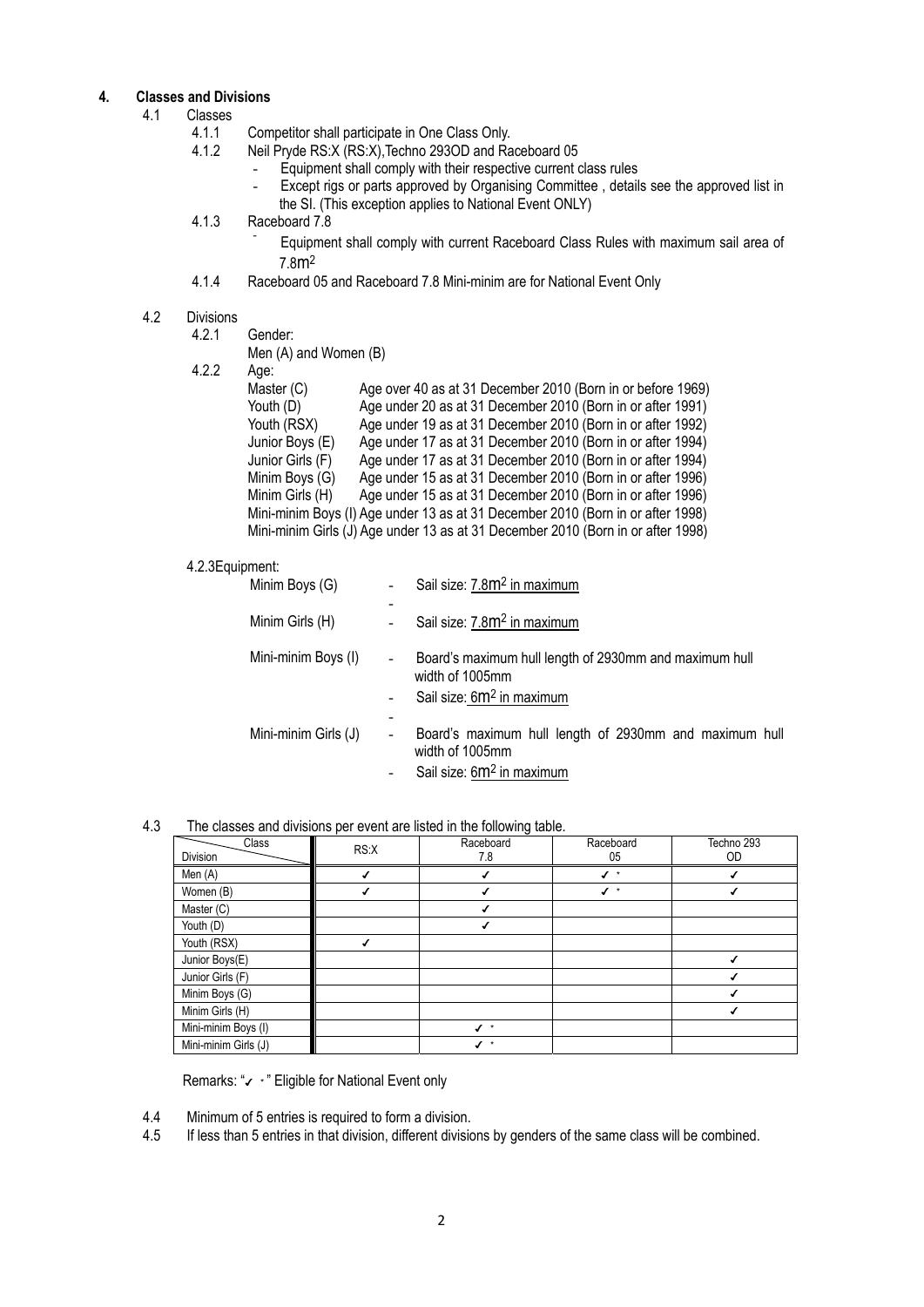## 4. Classes and Divisions

4.1 Classes

4.1.1 Competitor shall participate in One Class Only.

4.1.2 Neil Pryde RS:X (RS:X),Techno 293OD and Raceboard 05

- Equipment shall comply with their respective current class rules
- Except rigs or parts approved by Organising Committee , details see the approved list in the SI. (This exception applies to National Event ONLY)

4.1.3 Raceboard 7.8

- Equipment shall comply with current Raceboard Class Rules with maximum sail area of 7.8$m^2$

4.1.4 Raceboard 05 and Raceboard 7.8 Mini-minim are for National Event Only

4.2 Divisions

4.2.1 Gender:
Men (A) and Women (B)

4.2.2 Age:

| | |
|---|---|
| Master (C) | Age over 40 as at 31 December 2010 (Born in or before 1969) |
| Youth (D) | Age under 20 as at 31 December 2010 (Born in or after 1991) |
| Youth (RSX) | Age under 19 as at 31 December 2010 (Born in or after 1992) |
| Junior Boys (E) | Age under 17 as at 31 December 2010 (Born in or after 1994) |
| Junior Girls (F) | Age under 17 as at 31 December 2010 (Born in or after 1994) |
| Minim Boys (G) | Age under 15 as at 31 December 2010 (Born in or after 1996) |
| Minim Girls (H) | Age under 15 as at 31 December 2010 (Born in or after 1996) |
| Mini-minim Boys (I) | Age under 13 as at 31 December 2010 (Born in or after 1998) |
| Mini-minim Girls (J) | Age under 13 as at 31 December 2010 (Born in or after 1998) |

4.2.3Equipment:

Minim Boys (G)
- Sail size: 7.8$m^2$ in maximum

Minim Girls (H)
- Sail size: 7.8$m^2$ in maximum

Mini-minim Boys (I)
- Board's maximum hull length of 2930mm and maximum hull width of 1005mm
- Sail size: 6$m^2$ in maximum

Mini-minim Girls (J)
- Board's maximum hull length of 2930mm and maximum hull width of 1005mm
- Sail size: 6$m^2$ in maximum

4.3 The classes and divisions per event are listed in the following table.

| Division \ Class | RS:X | Raceboard 7.8 | Raceboard 05 | Techno 293 OD |
|---|---|---|---|---|
| Men (A) | ✓ | ✓ | ✓ * | ✓ |
| Women (B) | ✓ | ✓ | ✓ * | ✓ |
| Master (C) | | ✓ | | |
| Youth (D) | | ✓ | | |
| Youth (RSX) | ✓ | | | |
| Junior Boys(E) | | | | ✓ |
| Junior Girls (F) | | | | ✓ |
| Minim Boys (G) | | | | ✓ |
| Minim Girls (H) | | | | ✓ |
| Mini-minim Boys (I) | | ✓ * | | |
| Mini-minim Girls (J) | | ✓ * | | |

Remarks: "✓ *" Eligible for National Event only

4.4 Minimum of 5 entries is required to form a division.

4.5 If less than 5 entries in that division, different divisions by genders of the same class will be combined.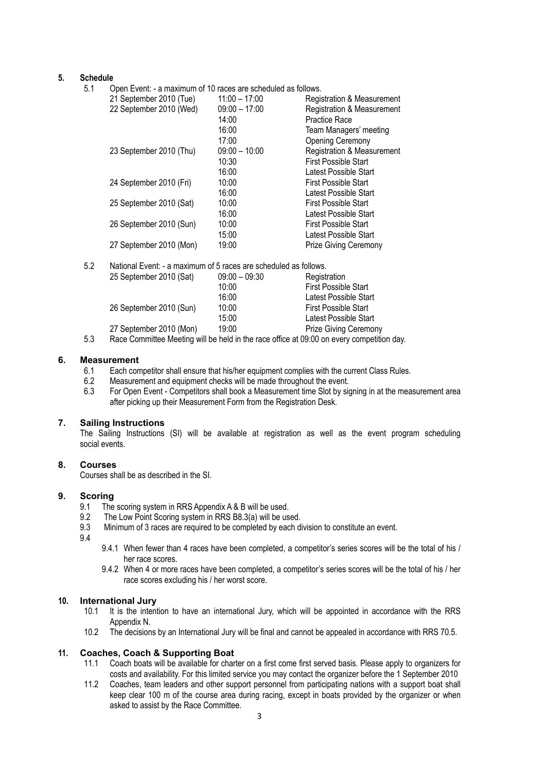## 5. Schedule

5.1 Open Event: - a maximum of 10 races are scheduled as follows.

| | | |
|---|---|---|
| 21 September 2010 (Tue) | 11:00 – 17:00 | Registration & Measurement |
| 22 September 2010 (Wed) | 09:00 – 17:00 | Registration & Measurement |
| | 14:00 | Practice Race |
| | 16:00 | Team Managers' meeting |
| | 17:00 | Opening Ceremony |
| 23 September 2010 (Thu) | 09:00 – 10:00 | Registration & Measurement |
| | 10:30 | First Possible Start |
| | 16:00 | Latest Possible Start |
| 24 September 2010 (Fri) | 10:00 | First Possible Start |
| | 16:00 | Latest Possible Start |
| 25 September 2010 (Sat) | 10:00 | First Possible Start |
| | 16:00 | Latest Possible Start |
| 26 September 2010 (Sun) | 10:00 | First Possible Start |
| | 15:00 | Latest Possible Start |
| 27 September 2010 (Mon) | 19:00 | Prize Giving Ceremony |

5.2 National Event: - a maximum of 5 races are scheduled as follows.

| | | |
|---|---|---|
| 25 September 2010 (Sat) | 09:00 – 09:30 | Registration |
| | 10:00 | First Possible Start |
| | 16:00 | Latest Possible Start |
| 26 September 2010 (Sun) | 10:00 | First Possible Start |
| | 15:00 | Latest Possible Start |
| 27 September 2010 (Mon) | 19:00 | Prize Giving Ceremony |

5.3 Race Committee Meeting will be held in the race office at 09:00 on every competition day.

## 6. Measurement

6.1 Each competitor shall ensure that his/her equipment complies with the current Class Rules.

6.2 Measurement and equipment checks will be made throughout the event.

6.3 For Open Event - Competitors shall book a Measurement time Slot by signing in at the measurement area after picking up their Measurement Form from the Registration Desk.

## 7. Sailing Instructions

The Sailing Instructions (SI) will be available at registration as well as the event program scheduling social events.

## 8. Courses

Courses shall be as described in the SI.

## 9. Scoring

9.1 The scoring system in RRS Appendix A & B will be used.

9.2 The Low Point Scoring system in RRS B8.3(a) will be used.

9.3 Minimum of 3 races are required to be completed by each division to constitute an event.

9.4

9.4.1 When fewer than 4 races have been completed, a competitor's series scores will be the total of his / her race scores.

9.4.2 When 4 or more races have been completed, a competitor's series scores will be the total of his / her race scores excluding his / her worst score.

## 10. International Jury

10.1 It is the intention to have an international Jury, which will be appointed in accordance with the RRS Appendix N.

10.2 The decisions by an International Jury will be final and cannot be appealed in accordance with RRS 70.5.

## 11. Coaches, Coach & Supporting Boat

11.1 Coach boats will be available for charter on a first come first served basis. Please apply to organizers for costs and availability. For this limited service you may contact the organizer before the 1 September 2010

11.2 Coaches, team leaders and other support personnel from participating nations with a support boat shall keep clear 100 m of the course area during racing, except in boats provided by the organizer or when asked to assist by the Race Committee.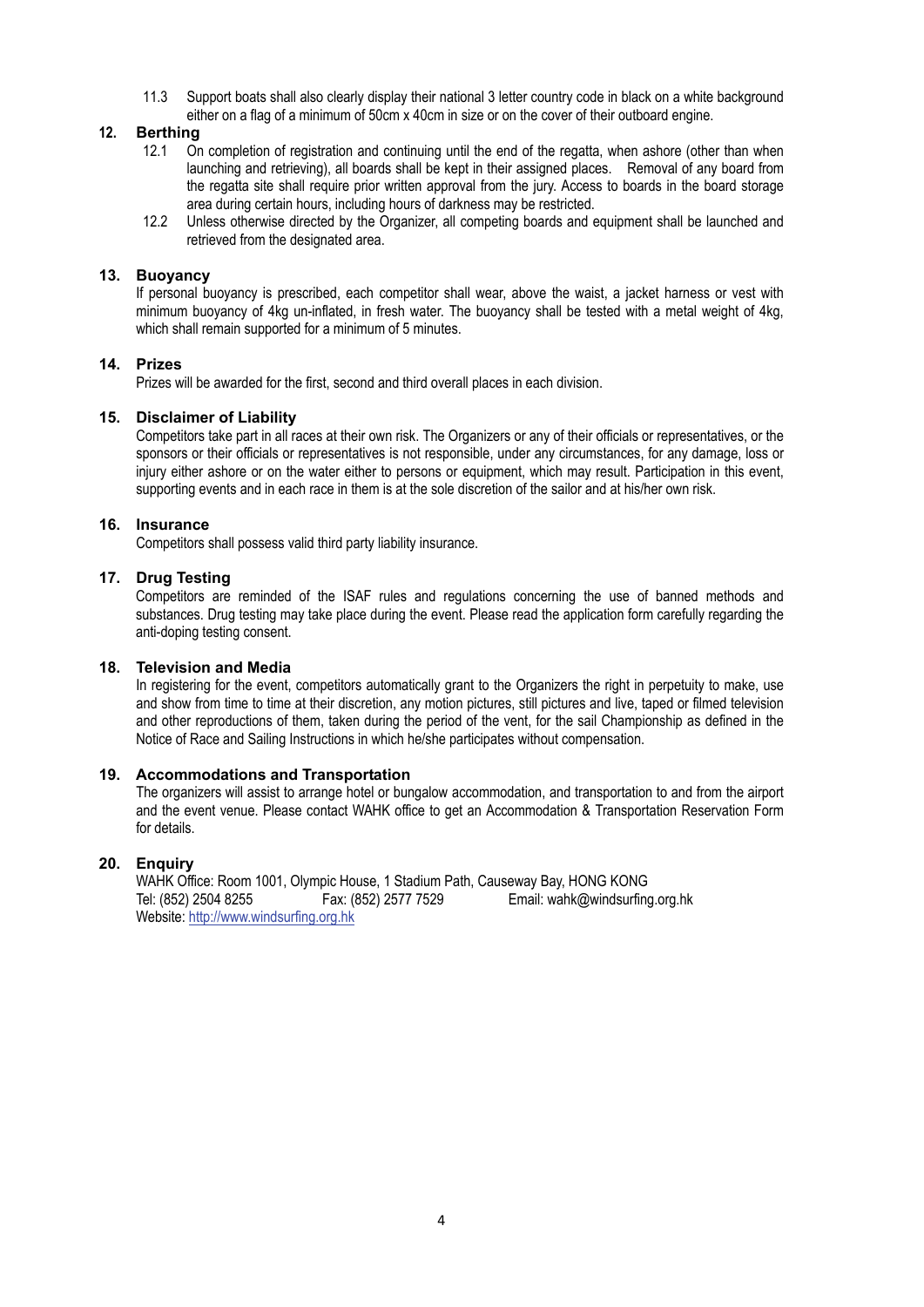11.3 Support boats shall also clearly display their national 3 letter country code in black on a white background either on a flag of a minimum of 50cm x 40cm in size or on the cover of their outboard engine.

## 12. Berthing

12.1 On completion of registration and continuing until the end of the regatta, when ashore (other than when launching and retrieving), all boards shall be kept in their assigned places. Removal of any board from the regatta site shall require prior written approval from the jury. Access to boards in the board storage area during certain hours, including hours of darkness may be restricted.

12.2 Unless otherwise directed by the Organizer, all competing boards and equipment shall be launched and retrieved from the designated area.

## 13. Buoyancy

If personal buoyancy is prescribed, each competitor shall wear, above the waist, a jacket harness or vest with minimum buoyancy of 4kg un-inflated, in fresh water. The buoyancy shall be tested with a metal weight of 4kg, which shall remain supported for a minimum of 5 minutes.

## 14. Prizes

Prizes will be awarded for the first, second and third overall places in each division.

## 15. Disclaimer of Liability

Competitors take part in all races at their own risk. The Organizers or any of their officials or representatives, or the sponsors or their officials or representatives is not responsible, under any circumstances, for any damage, loss or injury either ashore or on the water either to persons or equipment, which may result. Participation in this event, supporting events and in each race in them is at the sole discretion of the sailor and at his/her own risk.

## 16. Insurance

Competitors shall possess valid third party liability insurance.

## 17. Drug Testing

Competitors are reminded of the ISAF rules and regulations concerning the use of banned methods and substances. Drug testing may take place during the event. Please read the application form carefully regarding the anti-doping testing consent.

## 18. Television and Media

In registering for the event, competitors automatically grant to the Organizers the right in perpetuity to make, use and show from time to time at their discretion, any motion pictures, still pictures and live, taped or filmed television and other reproductions of them, taken during the period of the vent, for the sail Championship as defined in the Notice of Race and Sailing Instructions in which he/she participates without compensation.

## 19. Accommodations and Transportation

The organizers will assist to arrange hotel or bungalow accommodation, and transportation to and from the airport and the event venue. Please contact WAHK office to get an Accommodation & Transportation Reservation Form for details.

## 20. Enquiry

WAHK Office: Room 1001, Olympic House, 1 Stadium Path, Causeway Bay, HONG KONG
Tel: (852) 2504 8255 Fax: (852) 2577 7529 Email: wahk@windsurfing.org.hk
Website: http://www.windsurfing.org.hk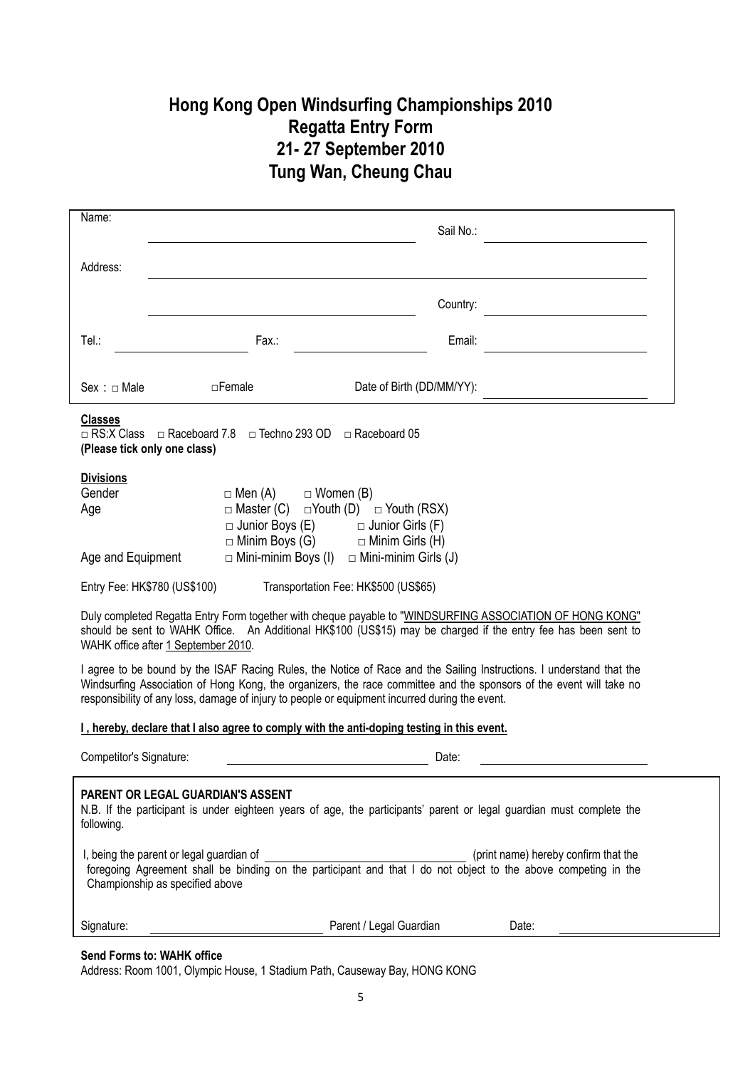# Hong Kong Open Windsurfing Championships 2010
# Regatta Entry Form
# 21- 27 September 2010
# Tung Wan, Cheung Chau

Name: ______________________________ Sail No.: ____________________

Address: ________________________________________________

______________________________ Country: ____________________

Tel.: ______________ Fax.: ______________ Email: ____________________

Sex：□ Male □Female Date of Birth (DD/MM/YY): ____________________

**Classes**

□ RS:X Class □ Raceboard 7.8 □ Techno 293 OD □ Raceboard 05

**(Please tick only one class)**

**Divisions**

| | | |
|---|---|---|
| Gender | □ Men (A) | □ Women (B) |
| Age | □ Master (C) □Youth (D) | □ Youth (RSX) |
| | □ Junior Boys (E) | □ Junior Girls (F) |
| | □ Minim Boys (G) | □ Minim Girls (H) |
| Age and Equipment | □ Mini-minim Boys (I) | □ Mini-minim Girls (J) |

Entry Fee: HK$780 (US$100) Transportation Fee: HK$500 (US$65)

Duly completed Regatta Entry Form together with cheque payable to "WINDSURFING ASSOCIATION OF HONG KONG" should be sent to WAHK Office. An Additional HK$100 (US$15) may be charged if the entry fee has been sent to WAHK office after 1 September 2010.

I agree to be bound by the ISAF Racing Rules, the Notice of Race and the Sailing Instructions. I understand that the Windsurfing Association of Hong Kong, the organizers, the race committee and the sponsors of the event will take no responsibility of any loss, damage of injury to people or equipment incurred during the event.

**I , hereby, declare that I also agree to comply with the anti-doping testing in this event.**

Competitor's Signature: ______________________________ Date: ____________________

**PARENT OR LEGAL GUARDIAN'S ASSENT**

N.B. If the participant is under eighteen years of age, the participants' parent or legal guardian must complete the following.

I, being the parent or legal guardian of ______________________________ (print name) hereby confirm that the foregoing Agreement shall be binding on the participant and that I do not object to the above competing in the Championship as specified above

Signature: ______________________________ Parent / Legal Guardian Date: ____________________

**Send Forms to: WAHK office**

Address: Room 1001, Olympic House, 1 Stadium Path, Causeway Bay, HONG KONG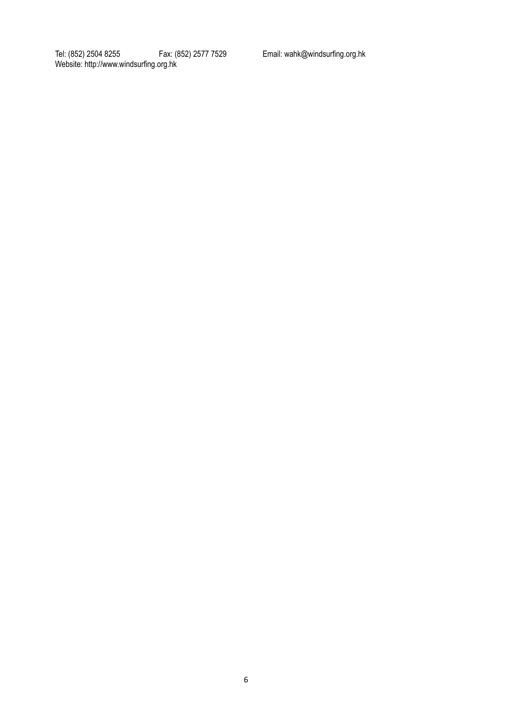Tel: (852) 2504 8255 Fax: (852) 2577 7529 Email: wahk@windsurfing.org.hk
Website: http://www.windsurfing.org.hk